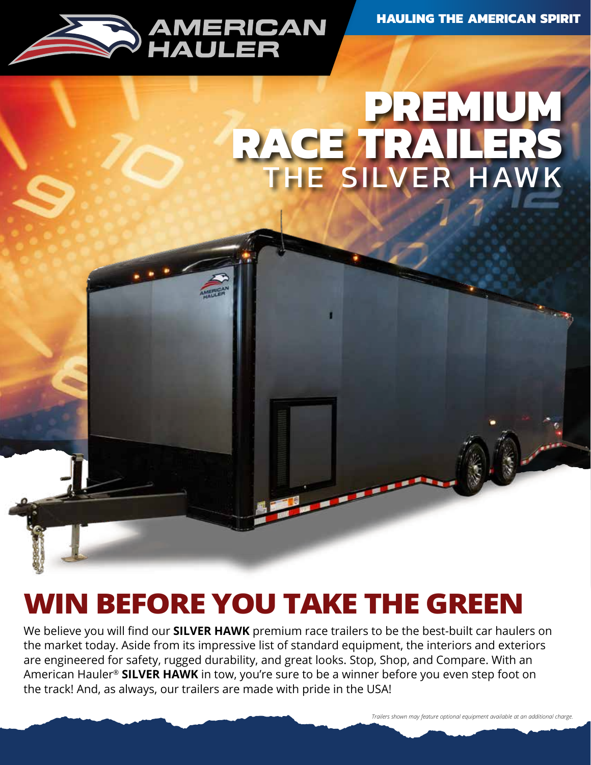AMERICAN HAULER

HAULING THE AMERICAN SPIRIT

# PREMIUM RACE TRAILERS

## THE SILVER HAWK

# WIN BEFORE YOU TAKE THE GREEN

We believe you will find our **SILVER HAWK** premium race trailers to be the best-built car haulers on the market today. Aside from its impressive list of standard equipment, the interiors and exteriors are engineered for safety, rugged durability, and great looks. Stop, Shop, and Compare. With an American Hauler® **SILVER HAWK** in tow, you're sure to be a winner before you even step foot on the track! And, as always, our trailers are made with pride in the USA!

*Trailers shown may feature optional equipment available at an additional charge.*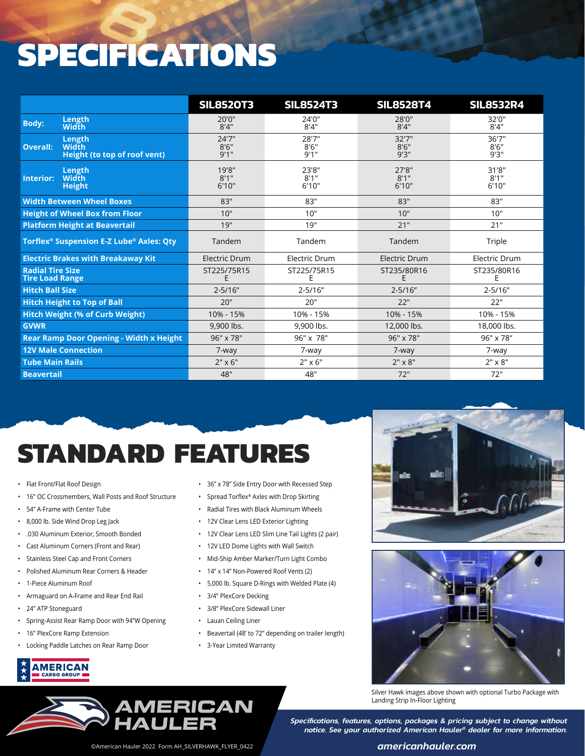# SPECIFICATIONS

| | | SIL8520T3 | SIL8524T3 | SIL8528T4 | SIL8532R4 |
|---|---|---|---|---|---|
| **Body:** | **Length** | 20'0" | 24'0" | 28'0" | 32'0" |
| | **Width** | 8'4" | 8'4" | 8'4" | 8'4" |
| **Overall:** | **Length** | 24'7" | 28'7" | 32'7" | 36'7" |
| | **Width** | 8'6" | 8'6" | 8'6" | 8'6" |
| | **Height (to top of roof vent)** | 9'1" | 9'1" | 9'3" | 9'3" |
| **Interior:** | **Length** | 19'8" | 23'8" | 27'8" | 31'8" |
| | **Width** | 8'1" | 8'1" | 8'1" | 8'1" |
| | **Height** | 6'10" | 6'10" | 6'10" | 6'10" |
| **Width Between Wheel Boxes** | | 83" | 83" | 83" | 83" |
| **Height of Wheel Box from Floor** | | 10" | 10" | 10" | 10" |
| **Platform Height at Beavertail** | | 19" | 19" | 21" | 21" |
| **Torflex® Suspension E-Z Lube® Axles: Qty** | | Tandem | Tandem | Tandem | Triple |
| **Electric Brakes with Breakaway Kit** | | Electric Drum | Electric Drum | Electric Drum | Electric Drum |
| **Radial Tire Size** | | ST225/75R15 | ST225/75R15 | ST235/80R16 | ST235/80R16 |
| **Tire Load Range** | | E | E | E | E |
| **Hitch Ball Size** | | 2-5/16" | 2-5/16" | 2-5/16" | 2-5/16" |
| **Hitch Height to Top of Ball** | | 20" | 20" | 22" | 22" |
| **Hitch Weight (% of Curb Weight)** | | 10% - 15% | 10% - 15% | 10% - 15% | 10% - 15% |
| **GVWR** | | 9,900 lbs. | 9,900 lbs. | 12,000 lbs. | 18,000 lbs. |
| **Rear Ramp Door Opening - Width x Height** | | 96" x 78" | 96" x 78" | 96" x 78" | 96" x 78" |
| **12V Male Connection** | | 7-way | 7-way | 7-way | 7-way |
| **Tube Main Rails** | | 2" x 6" | 2" x 6" | 2" x 8" | 2" x 8" |
| **Beavertail** | | 48" | 48" | 72" | 72" |

# STANDARD FEATURES

- Flat Front/Flat Roof Design
- 16" OC Crossmembers, Wall Posts and Roof Structure
- 54" A-Frame with Center Tube
- 8,000 lb. Side Wind Drop Leg Jack
- .030 Aluminum Exterior, Smooth Bonded
- Cast Aluminum Corners (Front and Rear)
- Stainless Steel Cap and Front Corners
- Polished Aluminum Rear Corners & Header
- 1-Piece Aluminum Roof
- Armaguard on A-Frame and Rear End Rail
- 24" ATP Stoneguard
- Spring-Assist Rear Ramp Door with 94"W Opening
- 16" PlexCore Ramp Extension
- Locking Paddle Latches on Rear Ramp Door
- 36" x 78" Side Entry Door with Recessed Step
- Spread Torflex® Axles with Drop Skirting
- Radial Tires with Black Aluminum Wheels
- 12V Clear Lens LED Exterior Lighting
- 12V Clear Lens LED Slim Line Tail Lights (2 pair)
- 12V LED Dome Lights with Wall Switch
- Mid-Ship Amber Marker/Turn Light Combo
- 14" x 14" Non-Powered Roof Vents (2)
- 5,000 lb. Square D-Rings with Welded Plate (4)
- 3/4" PlexCore Decking
- 3/8" PlexCore Sidewall Liner
- Lauan Ceiling Liner
- Beavertail (48' to 72" depending on trailer length)
- 3-Year Limited Warranty

Silver Hawk images above shown with optional Turbo Package with Landing Strip In-Floor Lighting

AMERICAN CARGO GROUP

AMERICAN HAULER

*Specifications, features, options, packages & pricing subject to change without notice. See your authorized American Hauler® dealer for more information.*

©American Hauler 2022 Form AH_SILVERHAWK_FLYER_0422

*americanhauler.com*